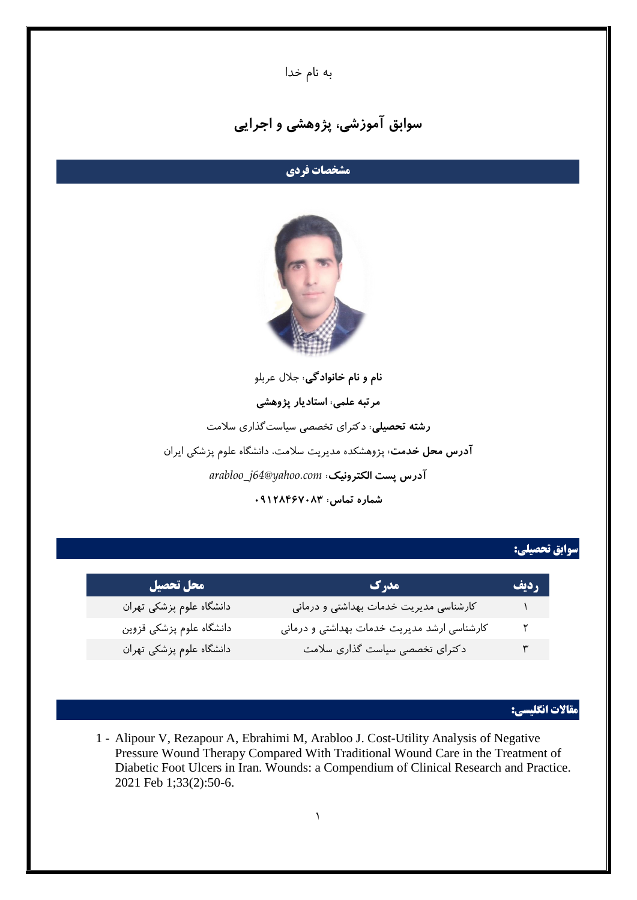به نام خدا

# سوابق آموزشی، پژوهشی و اجرایی

## مشخصات فردی

**نام و نام خانوادگی**: جلال عربلو

**مرتبه علمی**: **استادیار پژوهشی**

**رشته تحصیلی**: دکترای تخصصی سیاست‌گذاری سلامت

**آدرس محل خدمت**: پژوهشکده مدیریت سلامت، دانشگاه علوم پزشکی ایران

**آدرس پست الکترونیک**: *arabloo_j64@yahoo.com*

**شماره تماس**: ۰۹۱۲۸۴۶۷۰۸۳

## سوابق تحصیلی:

| ردیف | مدرک | محل تحصیل |
|---|---|---|
| ۱ | کارشناسی مدیریت خدمات بهداشتی و درمانی | دانشگاه علوم پزشکی تهران |
| ۲ | کارشناسی ارشد مدیریت خدمات بهداشتی و درمانی | دانشگاه علوم پزشکی قزوین |
| ۳ | دکترای تخصصی سیاست گذاری سلامت | دانشگاه علوم پزشکی تهران |

## مقالات انگلیسی:

1 - Alipour V, Rezapour A, Ebrahimi M, Arabloo J. Cost-Utility Analysis of Negative Pressure Wound Therapy Compared With Traditional Wound Care in the Treatment of Diabetic Foot Ulcers in Iran. Wounds: a Compendium of Clinical Research and Practice. 2021 Feb 1;33(2):50-6.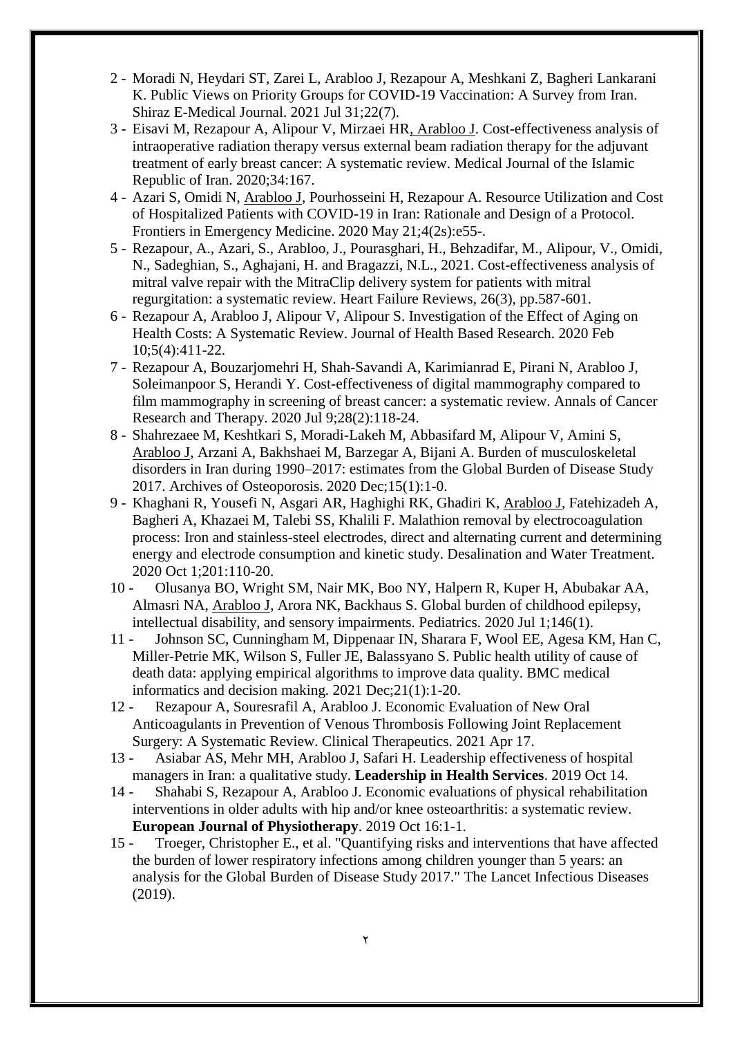2 - Moradi N, Heydari ST, Zarei L, Arabloo J, Rezapour A, Meshkani Z, Bagheri Lankarani K. Public Views on Priority Groups for COVID-19 Vaccination: A Survey from Iran. Shiraz E-Medical Journal. 2021 Jul 31;22(7).

3 - Eisavi M, Rezapour A, Alipour V, Mirzaei HR, Arabloo J. Cost-effectiveness analysis of intraoperative radiation therapy versus external beam radiation therapy for the adjuvant treatment of early breast cancer: A systematic review. Medical Journal of the Islamic Republic of Iran. 2020;34:167.

4 - Azari S, Omidi N, Arabloo J, Pourhosseini H, Rezapour A. Resource Utilization and Cost of Hospitalized Patients with COVID-19 in Iran: Rationale and Design of a Protocol. Frontiers in Emergency Medicine. 2020 May 21;4(2s):e55-.

5 - Rezapour, A., Azari, S., Arabloo, J., Pourasghari, H., Behzadifar, M., Alipour, V., Omidi, N., Sadeghian, S., Aghajani, H. and Bragazzi, N.L., 2021. Cost-effectiveness analysis of mitral valve repair with the MitraClip delivery system for patients with mitral regurgitation: a systematic review. Heart Failure Reviews, 26(3), pp.587-601.

6 - Rezapour A, Arabloo J, Alipour V, Alipour S. Investigation of the Effect of Aging on Health Costs: A Systematic Review. Journal of Health Based Research. 2020 Feb 10;5(4):411-22.

7 - Rezapour A, Bouzarjomehri H, Shah-Savandi A, Karimianrad E, Pirani N, Arabloo J, Soleimanpoor S, Herandi Y. Cost-effectiveness of digital mammography compared to film mammography in screening of breast cancer: a systematic review. Annals of Cancer Research and Therapy. 2020 Jul 9;28(2):118-24.

8 - Shahrezaee M, Keshtkari S, Moradi-Lakeh M, Abbasifard M, Alipour V, Amini S, Arabloo J, Arzani A, Bakhshaei M, Barzegar A, Bijani A. Burden of musculoskeletal disorders in Iran during 1990–2017: estimates from the Global Burden of Disease Study 2017. Archives of Osteoporosis. 2020 Dec;15(1):1-0.

9 - Khaghani R, Yousefi N, Asgari AR, Haghighi RK, Ghadiri K, Arabloo J, Fatehizadeh A, Bagheri A, Khazaei M, Talebi SS, Khalili F. Malathion removal by electrocoagulation process: Iron and stainless-steel electrodes, direct and alternating current and determining energy and electrode consumption and kinetic study. Desalination and Water Treatment. 2020 Oct 1;201:110-20.

10 - Olusanya BO, Wright SM, Nair MK, Boo NY, Halpern R, Kuper H, Abubakar AA, Almasri NA, Arabloo J, Arora NK, Backhaus S. Global burden of childhood epilepsy, intellectual disability, and sensory impairments. Pediatrics. 2020 Jul 1;146(1).

11 - Johnson SC, Cunningham M, Dippenaar IN, Sharara F, Wool EE, Agesa KM, Han C, Miller-Petrie MK, Wilson S, Fuller JE, Balassyano S. Public health utility of cause of death data: applying empirical algorithms to improve data quality. BMC medical informatics and decision making. 2021 Dec;21(1):1-20.

12 - Rezapour A, Souresrafil A, Arabloo J. Economic Evaluation of New Oral Anticoagulants in Prevention of Venous Thrombosis Following Joint Replacement Surgery: A Systematic Review. Clinical Therapeutics. 2021 Apr 17.

13 - Asiabar AS, Mehr MH, Arabloo J, Safari H. Leadership effectiveness of hospital managers in Iran: a qualitative study. **Leadership in Health Services**. 2019 Oct 14.

14 - Shahabi S, Rezapour A, Arabloo J. Economic evaluations of physical rehabilitation interventions in older adults with hip and/or knee osteoarthritis: a systematic review. **European Journal of Physiotherapy**. 2019 Oct 16:1-1.

15 - Troeger, Christopher E., et al. "Quantifying risks and interventions that have affected the burden of lower respiratory infections among children younger than 5 years: an analysis for the Global Burden of Disease Study 2017." The Lancet Infectious Diseases (2019).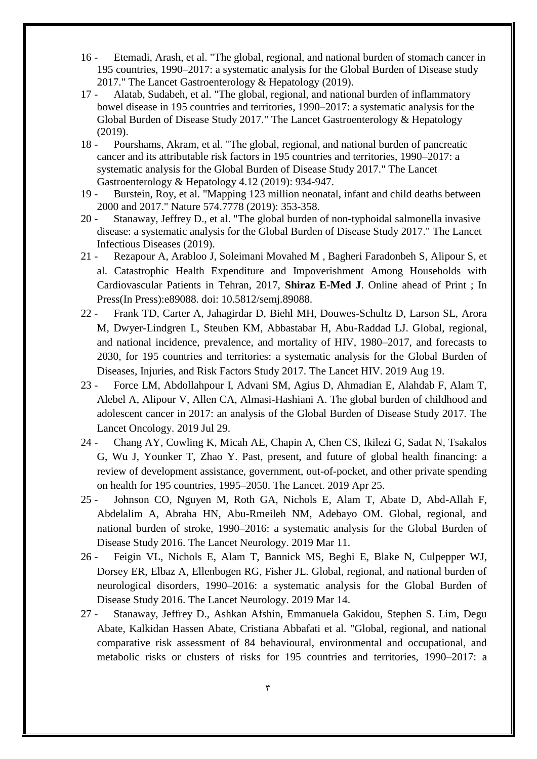16 - Etemadi, Arash, et al. "The global, regional, and national burden of stomach cancer in 195 countries, 1990–2017: a systematic analysis for the Global Burden of Disease study 2017." The Lancet Gastroenterology & Hepatology (2019).

17 - Alatab, Sudabeh, et al. "The global, regional, and national burden of inflammatory bowel disease in 195 countries and territories, 1990–2017: a systematic analysis for the Global Burden of Disease Study 2017." The Lancet Gastroenterology & Hepatology (2019).

18 - Pourshams, Akram, et al. "The global, regional, and national burden of pancreatic cancer and its attributable risk factors in 195 countries and territories, 1990–2017: a systematic analysis for the Global Burden of Disease Study 2017." The Lancet Gastroenterology & Hepatology 4.12 (2019): 934-947.

19 - Burstein, Roy, et al. "Mapping 123 million neonatal, infant and child deaths between 2000 and 2017." Nature 574.7778 (2019): 353-358.

20 - Stanaway, Jeffrey D., et al. "The global burden of non-typhoidal salmonella invasive disease: a systematic analysis for the Global Burden of Disease Study 2017." The Lancet Infectious Diseases (2019).

21 - Rezapour A, Arabloo J, Soleimani Movahed M , Bagheri Faradonbeh S, Alipour S, et al. Catastrophic Health Expenditure and Impoverishment Among Households with Cardiovascular Patients in Tehran, 2017, **Shiraz E-Med J**. Online ahead of Print ; In Press(In Press):e89088. doi: 10.5812/semj.89088.

22 - Frank TD, Carter A, Jahagirdar D, Biehl MH, Douwes-Schultz D, Larson SL, Arora M, Dwyer-Lindgren L, Steuben KM, Abbastabar H, Abu-Raddad LJ. Global, regional, and national incidence, prevalence, and mortality of HIV, 1980–2017, and forecasts to 2030, for 195 countries and territories: a systematic analysis for the Global Burden of Diseases, Injuries, and Risk Factors Study 2017. The Lancet HIV. 2019 Aug 19.

23 - Force LM, Abdollahpour I, Advani SM, Agius D, Ahmadian E, Alahdab F, Alam T, Alebel A, Alipour V, Allen CA, Almasi-Hashiani A. The global burden of childhood and adolescent cancer in 2017: an analysis of the Global Burden of Disease Study 2017. The Lancet Oncology. 2019 Jul 29.

24 - Chang AY, Cowling K, Micah AE, Chapin A, Chen CS, Ikilezi G, Sadat N, Tsakalos G, Wu J, Younker T, Zhao Y. Past, present, and future of global health financing: a review of development assistance, government, out-of-pocket, and other private spending on health for 195 countries, 1995–2050. The Lancet. 2019 Apr 25.

25 - Johnson CO, Nguyen M, Roth GA, Nichols E, Alam T, Abate D, Abd-Allah F, Abdelalim A, Abraha HN, Abu-Rmeileh NM, Adebayo OM. Global, regional, and national burden of stroke, 1990–2016: a systematic analysis for the Global Burden of Disease Study 2016. The Lancet Neurology. 2019 Mar 11.

26 - Feigin VL, Nichols E, Alam T, Bannick MS, Beghi E, Blake N, Culpepper WJ, Dorsey ER, Elbaz A, Ellenbogen RG, Fisher JL. Global, regional, and national burden of neurological disorders, 1990–2016: a systematic analysis for the Global Burden of Disease Study 2016. The Lancet Neurology. 2019 Mar 14.

27 - Stanaway, Jeffrey D., Ashkan Afshin, Emmanuela Gakidou, Stephen S. Lim, Degu Abate, Kalkidan Hassen Abate, Cristiana Abbafati et al. "Global, regional, and national comparative risk assessment of 84 behavioural, environmental and occupational, and metabolic risks or clusters of risks for 195 countries and territories, 1990–2017: a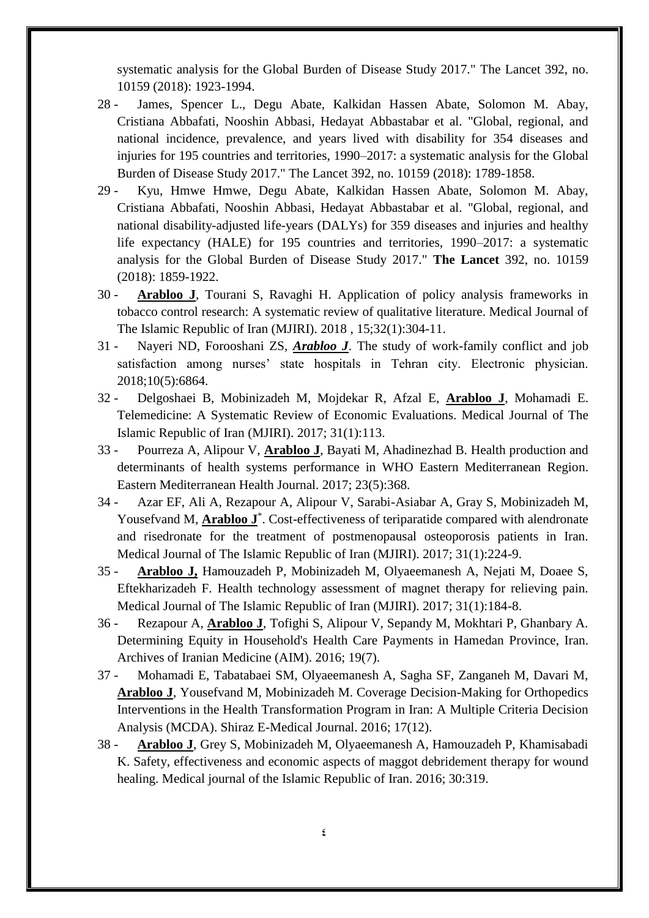systematic analysis for the Global Burden of Disease Study 2017." The Lancet 392, no. 10159 (2018): 1923-1994.

28 - James, Spencer L., Degu Abate, Kalkidan Hassen Abate, Solomon M. Abay, Cristiana Abbafati, Nooshin Abbasi, Hedayat Abbastabar et al. "Global, regional, and national incidence, prevalence, and years lived with disability for 354 diseases and injuries for 195 countries and territories, 1990–2017: a systematic analysis for the Global Burden of Disease Study 2017." The Lancet 392, no. 10159 (2018): 1789-1858.

29 - Kyu, Hmwe Hmwe, Degu Abate, Kalkidan Hassen Abate, Solomon M. Abay, Cristiana Abbafati, Nooshin Abbasi, Hedayat Abbastabar et al. "Global, regional, and national disability-adjusted life-years (DALYs) for 359 diseases and injuries and healthy life expectancy (HALE) for 195 countries and territories, 1990–2017: a systematic analysis for the Global Burden of Disease Study 2017." **The Lancet** 392, no. 10159 (2018): 1859-1922.

30 - **Arabloo J**, Tourani S, Ravaghi H. Application of policy analysis frameworks in tobacco control research: A systematic review of qualitative literature. Medical Journal of The Islamic Republic of Iran (MJIRI). 2018 , 15;32(1):304-11.

31 - Nayeri ND, Forooshani ZS, ***Arabloo J***. The study of work-family conflict and job satisfaction among nurses' state hospitals in Tehran city. Electronic physician. 2018;10(5):6864.

32 - Delgoshaei B, Mobinizadeh M, Mojdekar R, Afzal E, **Arabloo J**, Mohamadi E. Telemedicine: A Systematic Review of Economic Evaluations. Medical Journal of The Islamic Republic of Iran (MJIRI). 2017; 31(1):113.

33 - Pourreza A, Alipour V, **Arabloo J**, Bayati M, Ahadinezhad B. Health production and determinants of health systems performance in WHO Eastern Mediterranean Region. Eastern Mediterranean Health Journal. 2017; 23(5):368.

34 - Azar EF, Ali A, Rezapour A, Alipour V, Sarabi-Asiabar A, Gray S, Mobinizadeh M, Yousefvand M, **Arabloo J**[*]. Cost-effectiveness of teriparatide compared with alendronate and risedronate for the treatment of postmenopausal osteoporosis patients in Iran. Medical Journal of The Islamic Republic of Iran (MJIRI). 2017; 31(1):224-9.

35 - **Arabloo J,** Hamouzadeh P, Mobinizadeh M, Olyaeemanesh A, Nejati M, Doaee S, Eftekharizadeh F. Health technology assessment of magnet therapy for relieving pain. Medical Journal of The Islamic Republic of Iran (MJIRI). 2017; 31(1):184-8.

36 - Rezapour A, **Arabloo J**, Tofighi S, Alipour V, Sepandy M, Mokhtari P, Ghanbary A. Determining Equity in Household's Health Care Payments in Hamedan Province, Iran. Archives of Iranian Medicine (AIM). 2016; 19(7).

37 - Mohamadi E, Tabatabaei SM, Olyaeemanesh A, Sagha SF, Zanganeh M, Davari M, **Arabloo J**, Yousefvand M, Mobinizadeh M. Coverage Decision-Making for Orthopedics Interventions in the Health Transformation Program in Iran: A Multiple Criteria Decision Analysis (MCDA). Shiraz E-Medical Journal. 2016; 17(12).

38 - **Arabloo J**, Grey S, Mobinizadeh M, Olyaeemanesh A, Hamouzadeh P, Khamisabadi K. Safety, effectiveness and economic aspects of maggot debridement therapy for wound healing. Medical journal of the Islamic Republic of Iran. 2016; 30:319.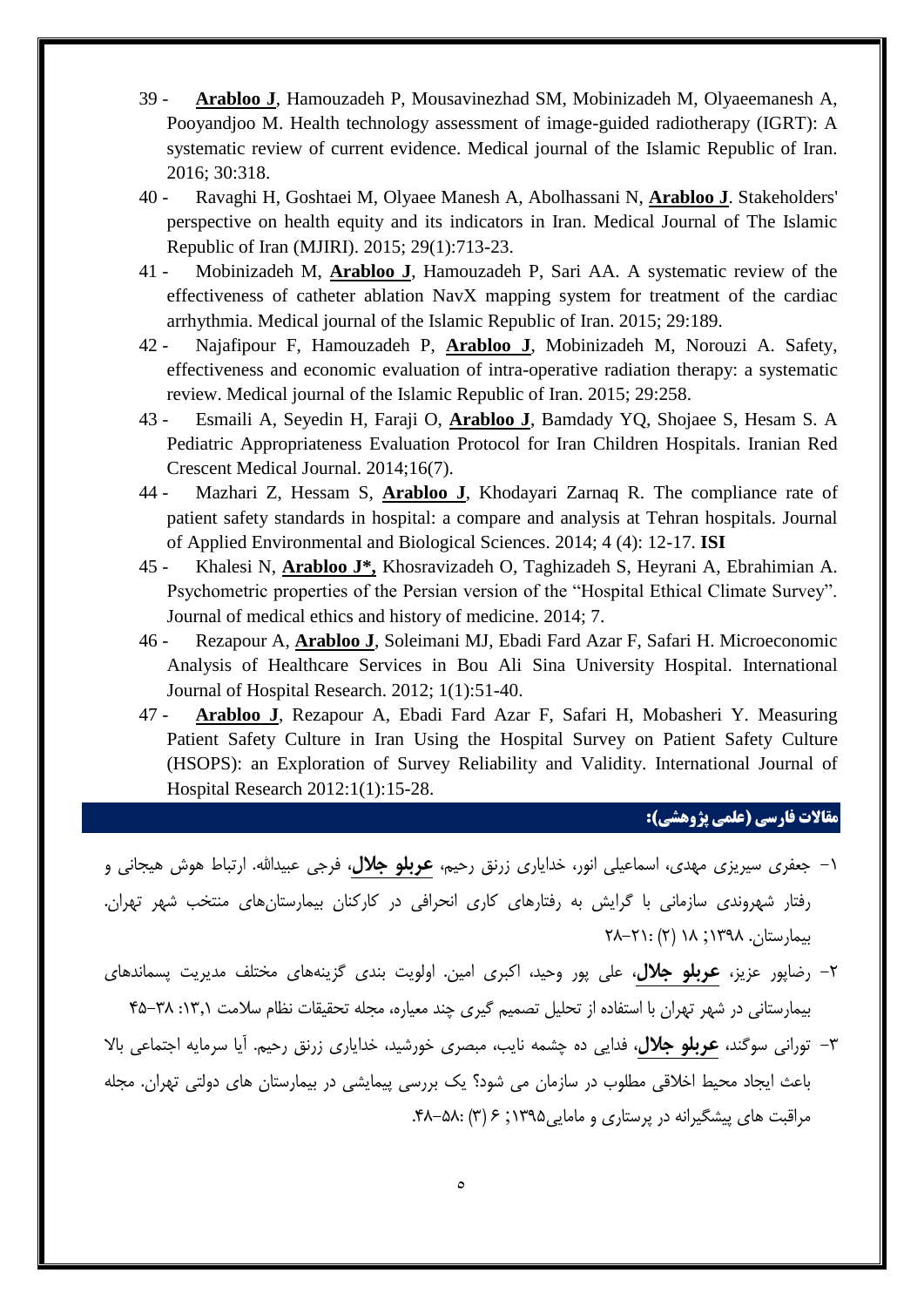39 - **Arabloo J**, Hamouzadeh P, Mousavinezhad SM, Mobinizadeh M, Olyaeemanesh A, Pooyandjoo M. Health technology assessment of image-guided radiotherapy (IGRT): A systematic review of current evidence. Medical journal of the Islamic Republic of Iran. 2016; 30:318.

40 - Ravaghi H, Goshtaei M, Olyaee Manesh A, Abolhassani N, **Arabloo J**. Stakeholders' perspective on health equity and its indicators in Iran. Medical Journal of The Islamic Republic of Iran (MJIRI). 2015; 29(1):713-23.

41 - Mobinizadeh M, **Arabloo J**, Hamouzadeh P, Sari AA. A systematic review of the effectiveness of catheter ablation NavX mapping system for treatment of the cardiac arrhythmia. Medical journal of the Islamic Republic of Iran. 2015; 29:189.

42 - Najafipour F, Hamouzadeh P, **Arabloo J**, Mobinizadeh M, Norouzi A. Safety, effectiveness and economic evaluation of intra-operative radiation therapy: a systematic review. Medical journal of the Islamic Republic of Iran. 2015; 29:258.

43 - Esmaili A, Seyedin H, Faraji O, **Arabloo J**, Bamdady YQ, Shojaee S, Hesam S. A Pediatric Appropriateness Evaluation Protocol for Iran Children Hospitals. Iranian Red Crescent Medical Journal. 2014;16(7).

44 - Mazhari Z, Hessam S, **Arabloo J**, Khodayari Zarnaq R. The compliance rate of patient safety standards in hospital: a compare and analysis at Tehran hospitals. Journal of Applied Environmental and Biological Sciences. 2014; 4 (4): 12-17. **ISI**

45 - Khalesi N, **Arabloo J*,** Khosravizadeh O, Taghizadeh S, Heyrani A, Ebrahimian A. Psychometric properties of the Persian version of the "Hospital Ethical Climate Survey". Journal of medical ethics and history of medicine. 2014; 7.

46 - Rezapour A, **Arabloo J**, Soleimani MJ, Ebadi Fard Azar F, Safari H. Microeconomic Analysis of Healthcare Services in Bou Ali Sina University Hospital. International Journal of Hospital Research. 2012; 1(1):51-40.

47 - **Arabloo J**, Rezapour A, Ebadi Fard Azar F, Safari H, Mobasheri Y. Measuring Patient Safety Culture in Iran Using the Hospital Survey on Patient Safety Culture (HSOPS): an Exploration of Survey Reliability and Validity. International Journal of Hospital Research 2012:1(1):15-28.

## مقالات فارسی (علمی پژوهشی):

۱- جعفری سیریزی مهدی، اسماعیلی انور، خدایاری زرنق رحیم، **عربلو جلال**، فرجی عبیدالله. ارتباط هوش هیجانی و رفتار شهروندی سازمانی با گرایش به رفتارهای کاری انحرافی در کارکنان بیمارستان‌های منتخب شهر تهران. بیمارستان. ۱۳۹۸; ۱۸ (۲) :۲۱-۲۸

۲- رضاپور عزیز، **عربلو جلال**، علی پور وحید، اکبری امین. اولویت بندی گزینه‌های مختلف مدیریت پسماندهای بیمارستانی در شهر تهران با استفاده از تحلیل تصمیم گیری چند معیاره، مجله تحقیقات نظام سلامت ۱۳،۱: ۳۸-۴۵

۳- تورانی سوگند، **عربلو جلال**، فدایی ده چشمه نایب، مبصری خورشید، خدایاری زرنق رحیم. آیا سرمایه اجتماعی بالا باعث ایجاد محیط اخلاقی مطلوب در سازمان می شود؟ یک بررسی پیمایشی در بیمارستان های دولتی تهران. مجله مراقبت های پیشگیرانه در پرستاری و مامایی۱۳۹۵; ۶ (۳) :۵۸-۴۸.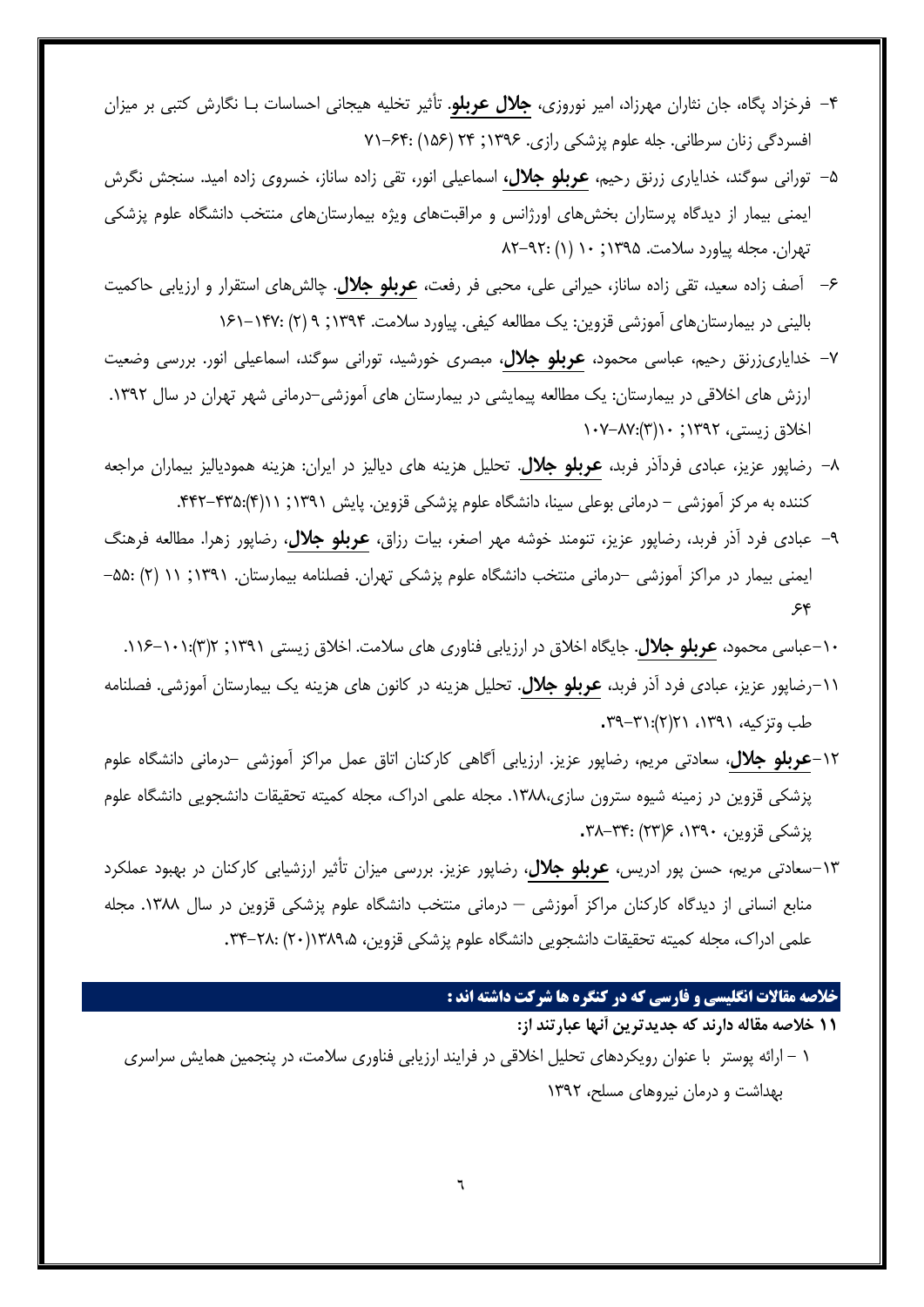۴- فرخزاد پگاه، جان نثاران مهرزاد، امیر نوروزی، **جلال عربلو**. تأثیر تخلیه هیجانی احساسات بـا نگارش کتبی بر میزان افسردگی زنان سرطانی. جله علوم پزشکی رازی. ۱۳۹۶; ۲۴ (۱۵۶) :۶۴-۷۱

۵- تورانی سوگند، خدایاری زرنق رحیم، **عربلو جلال،** اسماعیلی انور، تقی زاده ساناز، خسروی زاده امید. سنجش نگرش ایمنی بیمار از دیدگاه پرستاران بخش‌های اورژانس و مراقبت‌های ویژه بیمارستان‌های منتخب دانشگاه علوم پزشکی تهران. مجله پیاورد سلامت. ۱۳۹۵; ۱۰ (۱) :۹۲-۸۲

۶- آصف زاده سعید، تقی زاده ساناز، حیرانی علی، محبی فر رفعت، **عربلو جلال**. چالش‌های استقرار و ارزیابی حاکمیت بالینی در بیمارستان‌های آموزشی قزوین: یک مطالعه کیفی. پیاورد سلامت. ۱۳۹۴; ۹ (۲) :۱۴۷-۱۶۱

۷- خدایاری‌زرنق رحیم، عباسی محمود، **عربلو جلال**، مبصری خورشید، تورانی سوگند، اسماعیلی انور. بررسی وضعیت ارزش های اخلاقی در بیمارستان: یک مطالعه پیمایشی در بیمارستان های آموزشی-درمانی شهر تهران در سال ۱۳۹۲. اخلاق زیستی، ۱۳۹۲; ۱۰(۳):۸۷-۱۰۷

۸- رضاپور عزیز، عبادی فردآذر فربد، **عربلو جلال**. تحلیل هزینه های دیالیز در ایران: هزینه همودیالیز بیماران مراجعه کننده به مرکز آموزشی - درمانی بوعلی سینا، دانشگاه علوم پزشکی قزوین. پایش ۱۳۹۱; ۱۱(۴):۴۳۵-۴۴۲.

۹- عبادی فرد آذر فربد، رضاپور عزیز، تنومند خوشه مهر اصغر، بیات رزاق، **عربلو جلال**، رضاپور زهرا. مطالعه فرهنگ ایمنی بیمار در مراکز آموزشی -درمانی منتخب دانشگاه علوم پزشکی تهران. فصلنامه بیمارستان. ۱۳۹۱; ۱۱ (۲) :۵۵-۶۴

۱۰-عباسی محمود، **عربلو جلال**. جایگاه اخلاق در ارزیابی فناوری های سلامت. اخلاق زیستی ۱۳۹۱; ۲(۳):۱۰۱-۱۱۶.

۱۱-رضاپور عزیز، عبادی فرد آذر فربد، **عربلو جلال**. تحلیل هزینه در کانون های هزینه یک بیمارستان آموزشی. فصلنامه طب وتزکیه، ۱۳۹۱، ۲۱(۲):۳۱-۳۹.

۱۲-**عربلو جلال**، سعادتی مریم، رضاپور عزیز. ارزیابی آگاهی کارکنان اتاق عمل مراکز آموزشی -درمانی دانشگاه علوم پزشکی قزوین در زمینه شیوه سترون سازی،۱۳۸۸. مجله علمی ادراک، مجله کمیته تحقیقات دانشجویی دانشگاه علوم پزشکی قزوین، ۱۳۹۰، ۶(۲۳) :۳۴-۳۸.

۱۳-سعادتی مریم، حسن پور ادریس، **عربلو جلال**، رضاپور عزیز. بررسی میزان تأثیر ارزشیابی کارکنان در بهبود عملکرد منابع انسانی از دیدگاه کارکنان مراکز آموزشی – درمانی منتخب دانشگاه علوم پزشکی قزوین در سال ۱۳۸۸. مجله علمی ادراک، مجله کمیته تحقیقات دانشجویی دانشگاه علوم پزشکی قزوین، ۱۳۸۹،۵(۲۰) :۲۸-۳۴.

## خلاصه مقالات انگلیسی و فارسی که در کنگره ها شرکت داشته اند :

**۱۱ خلاصه مقاله دارند که جدیدترین آنها عبارتند از:**

۱ – ارائه پوستر با عنوان رویکردهای تحلیل اخلاقی در فرایند ارزیابی فناوری سلامت، در پنجمین همایش سراسری بهداشت و درمان نیروهای مسلح، ۱۳۹۲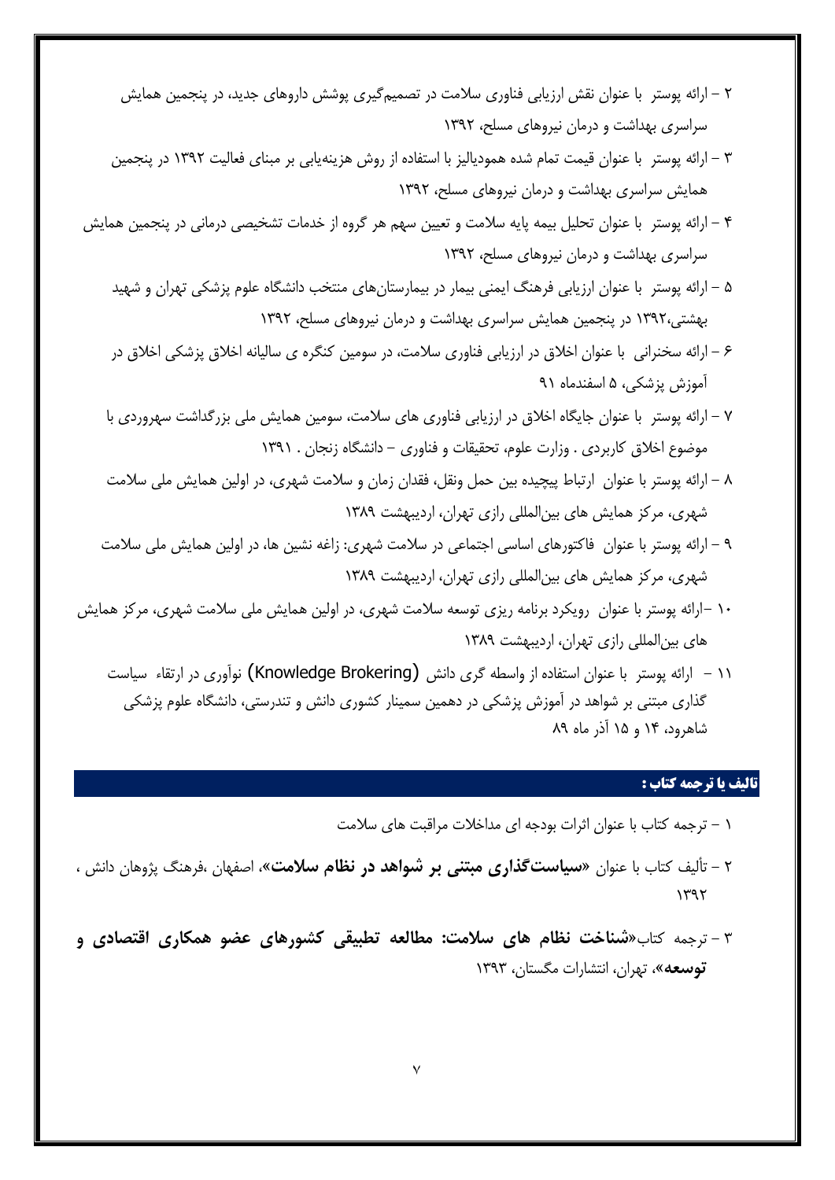۲ – ارائه پوستر  با عنوان نقش ارزیابی فناوری سلامت در تصمیم‌گیری پوشش داروهای جدید، در پنجمین همایش سراسری بهداشت و درمان نیروهای مسلح، ۱۳۹۲

۳ – ارائه پوستر  با عنوان قیمت تمام شده همودیالیز با استفاده از روش هزینه‌یابی بر مبنای فعالیت ۱۳۹۲ در پنجمین همایش سراسری بهداشت و درمان نیروهای مسلح، ۱۳۹۲

۴ – ارائه پوستر  با عنوان تحلیل بیمه پایه سلامت و تعیین سهم هر گروه از خدمات تشخیصی درمانی در پنجمین همایش سراسری بهداشت و درمان نیروهای مسلح، ۱۳۹۲

۵ – ارائه پوستر  با عنوان ارزیابی فرهنگ ایمنی بیمار در بیمارستان‌های منتخب دانشگاه علوم پزشکی تهران و شهید بهشتی،۱۳۹۲ در پنجمین همایش سراسری بهداشت و درمان نیروهای مسلح، ۱۳۹۲

۶ – ارائه سخنرانی  با عنوان اخلاق در ارزیابی فناوری سلامت، در سومین کنگره ی سالیانه اخلاق پزشکی اخلاق در آموزش پزشکی، ۵ اسفندماه ۹۱

۷ – ارائه پوستر  با عنوان جایگاه اخلاق در ارزیابی فناوری های سلامت، سومین همایش ملی بزرگداشت سهروردی با موضوع اخلاق کاربردی . وزارت علوم، تحقیقات و فناوری – دانشگاه زنجان . ۱۳۹۱

۸ – ارائه پوستر با عنوان  ارتباط پیچیده بین حمل ونقل، فقدان زمان و سلامت شهری، در اولین همایش ملی سلامت شهری، مرکز همایش های بین‌المللی رازی تهران، اردیبهشت ۱۳۸۹

۹ – ارائه پوستر با عنوان  فاکتورهای اساسی اجتماعی در سلامت شهری: زاغه نشین ها، در اولین همایش ملی سلامت شهری، مرکز همایش های بین‌المللی رازی تهران، اردیبهشت ۱۳۸۹

۱۰ –ارائه پوستر با عنوان  رویکرد برنامه ریزی توسعه سلامت شهری، در اولین همایش ملی سلامت شهری، مرکز همایش های بین‌المللی رازی تهران، اردیبهشت ۱۳۸۹

۱۱ –  ارائه پوستر  با عنوان استفاده از واسطه گری دانش (Knowledge Brokering) نوآوری در ارتقاء  سیاست گذاری مبتنی بر شواهد در آموزش پزشکی در دهمین سمینار کشوری دانش و تندرستی، دانشگاه علوم پزشکی شاهرود، ۱۴ و ۱۵ آذر ماه ۸۹

## تالیف یا ترجمه کتاب :

۱ – ترجمه کتاب با عنوان اثرات بودجه ای مداخلات مراقبت های سلامت

۲ – تألیف کتاب با عنوان «**سیاست‌گذاری مبتنی بر شواهد در نظام سلامت**»، اصفهان ،فرهنگ پژوهان دانش ، ۱۳۹۲

۳ – ترجمه کتاب«**شناخت نظام های سلامت: مطالعه تطبیقی کشورهای عضو همکاری اقتصادی و توسعه**»، تهران، انتشارات مگستان، ۱۳۹۳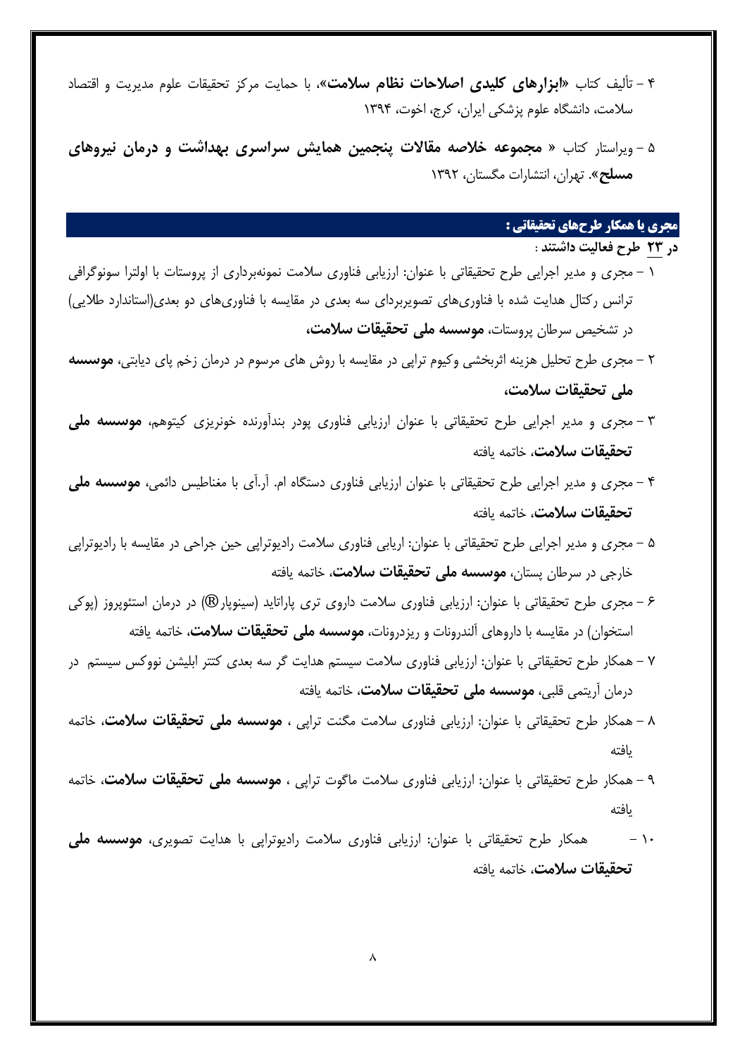۴ – تألیف کتاب «**ابزارهای کلیدی اصلاحات نظام سلامت**»، با حمایت مرکز تحقیقات علوم مدیریت و اقتصاد سلامت، دانشگاه علوم پزشکی ایران، کرج، اخوت، ۱۳۹۴

۵ – ویراستار کتاب « **مجموعه خلاصه مقالات پنجمین همایش سراسری بهداشت و درمان نیروهای مسلح**». تهران، انتشارات مگستان، ۱۳۹۲

## مجری یا همکار طرح‌های تحقیقاتی :

**در ۲۳ طرح فعالیت داشتند** :

۱ – مجری و مدیر اجرایی طرح تحقیقاتی با عنوان: ارزیابی فناوری سلامت نمونه‌برداری از پروستات با اولترا سونوگرافی ترانس رکتال هدایت شده با فناوری‌های تصویربردای سه بعدی در مقایسه با فناوری‌های دو بعدی(استاندارد طلایی) در تشخیص سرطان پروستات، **موسسه ملی تحقیقات سلامت**،

۲ – مجری طرح تحلیل هزینه اثربخشی وکیوم تراپی در مقایسه با روش های مرسوم در درمان زخم پای دیابتی، **موسسه ملی تحقیقات سلامت**،

۳ – مجری و مدیر اجرایی طرح تحقیقاتی با عنوان ارزیابی فناوری پودر بندآورنده خونریزی کیتوهم، **موسسه ملی تحقیقات سلامت**، خاتمه یافته

۴ – مجری و مدیر اجرایی طرح تحقیقاتی با عنوان ارزیابی فناوری دستگاه ام. آر.آی با مغناطیس دائمی، **موسسه ملی تحقیقات سلامت**، خاتمه یافته

۵ – مجری و مدیر اجرایی طرح تحقیقاتی با عنوان: اریابی فناوری سلامت رادیوتراپی حین جراحی در مقایسه با رادیوتراپی خارجی در سرطان پستان، **موسسه ملی تحقیقات سلامت**، خاتمه یافته

۶ – مجری طرح تحقیقاتی با عنوان: ارزیابی فناوری سلامت داروی تری پاراتاید (سینوپار®) در درمان استئوپروز (پوکی استخوان) در مقایسه با داروهای آلندرونات و ریزدرونات، **موسسه ملی تحقیقات سلامت**، خاتمه یافته

۷ – همکار طرح تحقیقاتی با عنوان: ارزیابی فناوری سلامت سیستم هدایت گر سه بعدی کتتر ابلیشن نووکس سیستم در درمان آریتمی قلبی، **موسسه ملی تحقیقات سلامت**، خاتمه یافته

۸ – همکار طرح تحقیقاتی با عنوان: ارزیابی فناوری سلامت مگنت تراپی ، **موسسه ملی تحقیقات سلامت**، خاتمه یافته

۹ – همکار طرح تحقیقاتی با عنوان: ارزیابی فناوری سلامت ماگوت تراپی ، **موسسه ملی تحقیقات سلامت**، خاتمه یافته

۱۰ – همکار طرح تحقیقاتی با عنوان: ارزیابی فناوری سلامت رادیوتراپی با هدایت تصویری، **موسسه ملی تحقیقات سلامت**، خاتمه یافته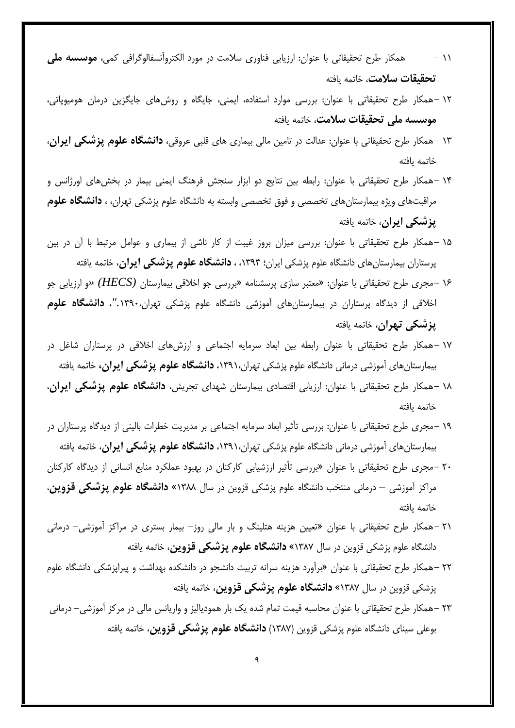۱۱ - همکار طرح تحقیقاتی با عنوان: ارزیابی فناوری سلامت در مورد الکتروآنسفالوگرافی کمی، **موسسه ملی تحقیقات سلامت**، خاتمه یافته

۱۲ -همکار طرح تحقیقاتی با عنوان: بررسی موارد استفاده، ایمنی، جایگاه و روش‌های جایگزین درمان هومیوپاتی، **موسسه ملی تحقیقات سلامت**، خاتمه یافته

۱۳ -همکار طرح تحقیقاتی با عنوان: عدالت در تامین مالی بیماری های قلبی عروقی، **دانشگاه علوم پزشکی ایران**، خاتمه یافته

۱۴ -همکار طرح تحقیقاتی با عنوان: رابطه بین نتایج دو ابزار سنجش فرهنگ ایمنی بیمار در بخش‌های اورژانس و مراقبت‌های ویژه بیمارستان‌های تخصصی و فوق تخصصی وابسته به دانشگاه علوم پزشکی تهران، ، **دانشگاه علوم پزشکی ایران**، خاتمه یافته

۱۵ -همکار طرح تحقیقاتی با عنوان: بررسی میزان بروز غیبت از کار ناشی از بیماری و عوامل مرتبط با آن در بین پرستاران بیمارستان‌های دانشگاه علوم پزشکی ایران؛ ۱۳۹۳، ، **دانشگاه علوم پزشکی ایران**، خاتمه یافته

۱۶ -مجری طرح تحقیقاتی با عنوان: «معتبر سازی پرسشنامه «بررسی جو اخلاقی بیمارستان (*HECS*) «و ارزیابی جو اخلاقی از دیدگاه پرستاران در بیمارستان‌های آموزشی دانشگاه علوم پزشکی تهران،۱۳۹۰."، **دانشگاه علوم پزشکی تهران**، خاتمه یافته

۱۷ -همکار طرح تحقیقاتی با عنوان رابطه بین ابعاد سرمایه اجتماعی و ارزش‌های اخلاقی در پرستاران شاغل در بیمارستان‌های آموزشی درمانی دانشگاه علوم پزشکی تهران،۱۳۹۱، **دانشگاه علوم پزشکی ایران،** خاتمه یافته

۱۸ -همکار طرح تحقیقاتی با عنوان: ارزیابی اقتصادی بیمارستان شهدای تجریش، **دانشگاه علوم پزشکی ایران**، خاتمه یافته

۱۹ -مجری طرح تحقیقاتی با عنوان: بررسی تأثیر ابعاد سرمایه اجتماعی بر مدیریت خطرات بالینی از دیدگاه پرستاران در بیمارستان‌های آموزشی درمانی دانشگاه علوم پزشکی تهران،۱۳۹۱، **دانشگاه علوم پزشکی ایران**، خاتمه یافته

۲۰ -مجری طرح تحقیقاتی با عنوان «بررسی تأثیر ارزشیابی کارکنان در بهبود عملکرد منابع انسانی از دیدگاه کارکنان مراکز آموزشی – درمانی منتخب دانشگاه علوم پزشکی قزوین در سال ۱۳۸۸» **دانشگاه علوم پزشکی قزوین**، خاتمه یافته

۲۱ -همکار طرح تحقیقاتی با عنوان «تعیین هزینه هتلینگ و بار مالی روز- بیمار بستری در مراکز آموزشی- درمانی دانشگاه علوم پزشکی قزوین در سال ۱۳۸۷» **دانشگاه علوم پزشکی قزوین**، خاتمه یافته

۲۲ -همکار طرح تحقیقاتی با عنوان «برآورد هزینه سرانه تربیت دانشجو در دانشکده بهداشت و پیراپزشکی دانشگاه علوم پزشکی قزوین در سال ۱۳۸۷» **دانشگاه علوم پزشکی قزوین**، خاتمه یافته

۲۳ -همکار طرح تحقیقاتی با عنوان محاسبه قیمت تمام شده یک بار همودیالیز و واریانس مالی در مرکز آموزشی- درمانی بوعلی سینای دانشگاه علوم پزشکی قزوین (۱۳۸۷) **دانشگاه علوم پزشکی قزوین**، خاتمه یافته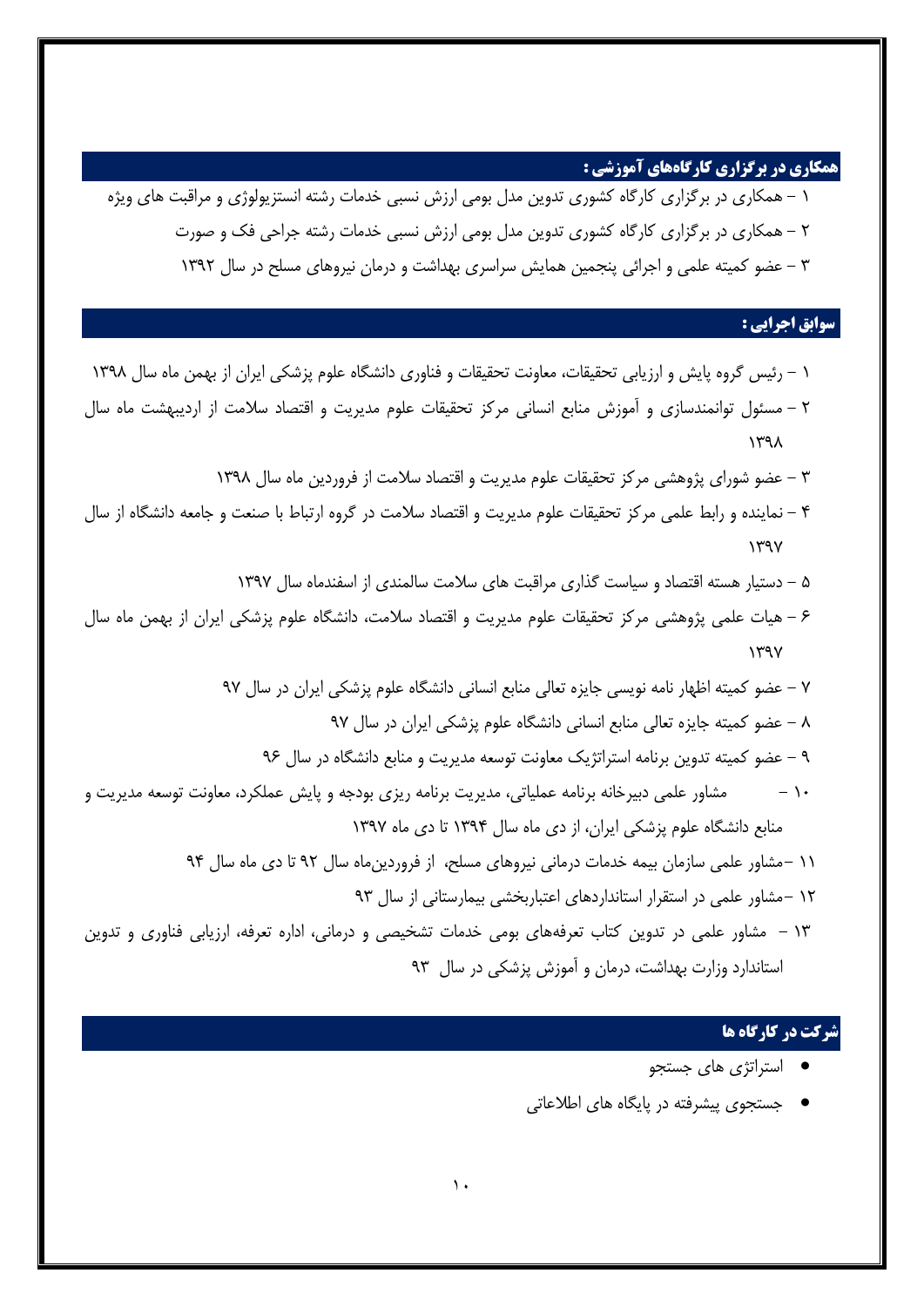## همکاری در برگزاری کارگاه‌های آموزشی :

۱ – همکاری در برگزاری کارگاه کشوری تدوین مدل بومی ارزش نسبی خدمات رشته انستزیولوژی و مراقبت های ویژه

۲ – همکاری در برگزاری کارگاه کشوری تدوین مدل بومی ارزش نسبی خدمات رشته جراحی فک و صورت

۳ – عضو کمیته علمی و اجرائی پنجمین همایش سراسری بهداشت و درمان نیروهای مسلح در سال ۱۳۹۲

## سوابق اجرایی :

۱ – رئیس گروه پایش و ارزیابی تحقیقات، معاونت تحقیقات و فناوری دانشگاه علوم پزشکی ایران از بهمن ماه سال ۱۳۹۸

۲ – مسئول توانمندسازی و آموزش منابع انسانی مرکز تحقیقات علوم مدیریت و اقتصاد سلامت از اردیبهشت ماه سال ۱۳۹۸

۳ – عضو شورای پژوهشی مرکز تحقیقات علوم مدیریت و اقتصاد سلامت از فروردین ماه سال ۱۳۹۸

۴ – نماینده و رابط علمی مرکز تحقیقات علوم مدیریت و اقتصاد سلامت در گروه ارتباط با صنعت و جامعه دانشگاه از سال ۱۳۹۷

۵ – دستیار هسته اقتصاد و سیاست گذاری مراقبت های سلامت سالمندی از اسفندماه سال ۱۳۹۷

۶ – هیات علمی پژوهشی مرکز تحقیقات علوم مدیریت و اقتصاد سلامت، دانشگاه علوم پزشکی ایران از بهمن ماه سال ۱۳۹۷

۷ – عضو کمیته اظهار نامه نویسی جایزه تعالی منابع انسانی دانشگاه علوم پزشکی ایران در سال ۹۷

۸ – عضو کمیته جایزه تعالی منابع انسانی دانشگاه علوم پزشکی ایران در سال ۹۷

۹ – عضو کمیته تدوین برنامه استراتژیک معاونت توسعه مدیریت و منابع دانشگاه در سال ۹۶

۱۰ – مشاور علمی دبیرخانه برنامه عملیاتی، مدیریت برنامه ریزی بودجه و پایش عملکرد، معاونت توسعه مدیریت و منابع دانشگاه علوم پزشکی ایران، از دی ماه سال ۱۳۹۴ تا دی ماه ۱۳۹۷

۱۱ –مشاور علمی سازمان بیمه خدمات درمانی نیروهای مسلح، از فروردین‌ماه سال ۹۲ تا دی ماه سال ۹۴

۱۲ –مشاور علمی در استقرار استانداردهای اعتباربخشی بیمارستانی از سال ۹۳

۱۳ – مشاور علمی در تدوین کتاب تعرفه‌های بومی خدمات تشخیصی و درمانی، اداره تعرفه، ارزیابی فناوری و تدوین استاندارد وزارت بهداشت، درمان و آموزش پزشکی در سال ۹۳

## شرکت در کارگاه ها

- استراتژی های جستجو
- جستجوی پیشرفته در پایگاه های اطلاعاتی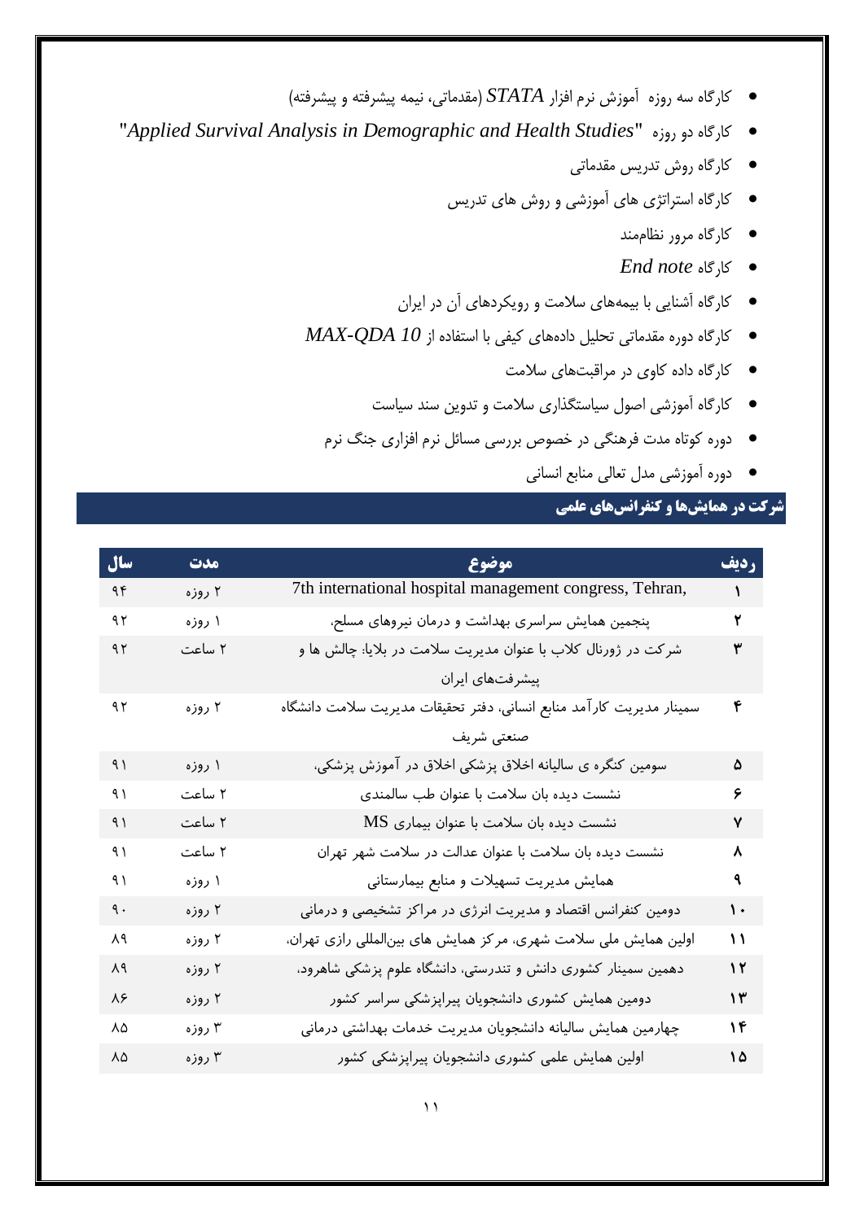- کارگاه سه روزه آموزش نرم افزار *STATA* (مقدماتی، نیمه پیشرفته و پیشرفته)
- کارگاه دو روزه "*Applied Survival Analysis in Demographic and Health Studies*"
- کارگاه روش تدریس مقدماتی
- کارگاه استراتژی های آموزشی و روش های تدریس
- کارگاه مرور نظام‌مند
- کارگاه *End note*
- کارگاه آشنایی با بیمه‌های سلامت و رویکردهای آن در ایران
- کارگاه دوره مقدماتی تحلیل داده‌های کیفی با استفاده از *MAX-QDA 10*
- کارگاه داده کاوی در مراقبت‌های سلامت
- کارگاه آموزشی اصول سیاستگذاری سلامت و تدوین سند سیاست
- دوره کوتاه مدت فرهنگی در خصوص بررسی مسائل نرم افزاری جنگ نرم
- دوره آموزشی مدل تعالی منابع انسانی

## شرکت در همایش‌ها و کنفرانس‌های علمی

| ردیف | موضوع | مدت | سال |
|---|---|---|---|
| ۱ | 7th international hospital management congress, Tehran, | ۲ روزه | ۹۴ |
| ۲ | پنجمین همایش سراسری بهداشت و درمان نیروهای مسلح، | ۱ روزه | ۹۲ |
| ۳ | شرکت در ژورنال کلاب با عنوان مدیریت سلامت در بلایا: چالش ها و پیشرفت‌های ایران | ۲ ساعت | ۹۲ |
| ۴ | سمینار مدیریت کارآمد منابع انسانی، دفتر تحقیقات مدیریت سلامت دانشگاه صنعتی شریف | ۲ روزه | ۹۲ |
| ۵ | سومین کنگره ی سالیانه اخلاق پزشکی اخلاق در آموزش پزشکی، | ۱ روزه | ۹۱ |
| ۶ | نشست دیده بان سلامت با عنوان طب سالمندی | ۲ ساعت | ۹۱ |
| ۷ | نشست دیده بان سلامت با عنوان بیماری MS | ۲ ساعت | ۹۱ |
| ۸ | نشست دیده بان سلامت با عنوان عدالت در سلامت شهر تهران | ۲ ساعت | ۹۱ |
| ۹ | همایش مدیریت تسهیلات و منابع بیمارستانی | ۱ روزه | ۹۱ |
| ۱۰ | دومین کنفرانس اقتصاد و مدیریت انرژی در مراکز تشخیصی و درمانی | ۲ روزه | ۹۰ |
| ۱۱ | اولین همایش ملی سلامت شهری، مرکز همایش های بین‌المللی رازی تهران، | ۲ روزه | ۸۹ |
| ۱۲ | دهمین سمینار کشوری دانش و تندرستی، دانشگاه علوم پزشکی شاهرود، | ۲ روزه | ۸۹ |
| ۱۳ | دومین همایش کشوری دانشجویان پیراپزشکی سراسر کشور | ۲ روزه | ۸۶ |
| ۱۴ | چهارمین همایش سالیانه دانشجویان مدیریت خدمات بهداشتی درمانی | ۳ روزه | ۸۵ |
| ۱۵ | اولین همایش علمی کشوری دانشجویان پیراپزشکی کشور | ۳ روزه | ۸۵ |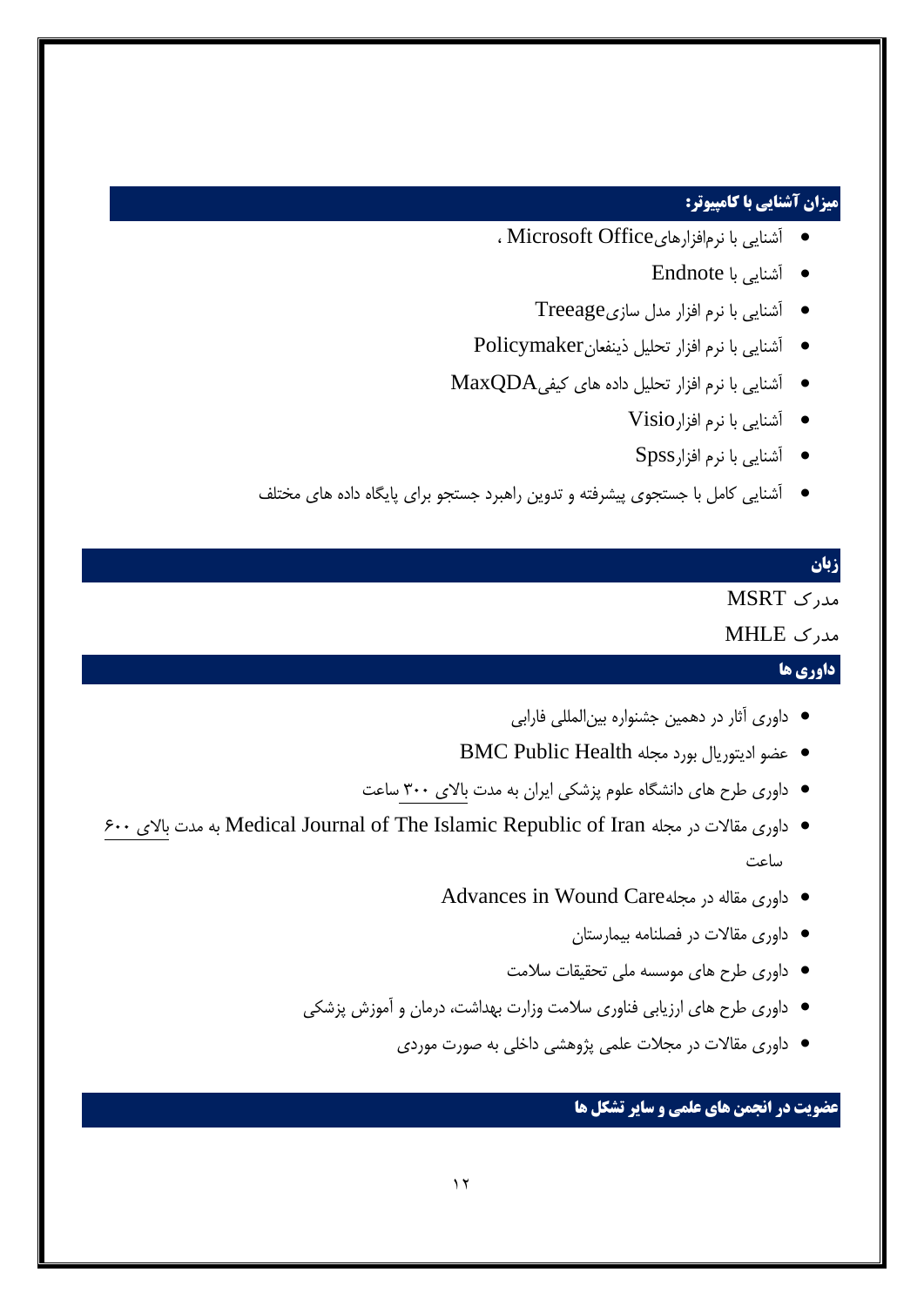## میزان آشنایی با کامپیوتر:

- آشنایی با نرم‌افزارهایMicrosoft Office ،
- آشنایی با Endnote
- آشنایی با نرم افزار مدل سازیTreeage
- آشنایی با نرم افزار تحلیل ذینفعانPolicymaker
- آشنایی با نرم افزار تحلیل داده های کیفیMaxQDA
- آشنایی با نرم افزارVisio
- آشنایی با نرم افزارSpss
- آشنایی کامل با جستجوی پیشرفته و تدوین راهبرد جستجو برای پایگاه داده های مختلف

## زبان

مدرک MSRT

مدرک MHLE

## داوری ها

- داوری آثار در دهمین جشنواره بین‌المللی فارابی
- عضو ادیتوریال بورد مجله BMC Public Health
- داوری طرح های دانشگاه علوم پزشکی ایران به مدت بالای ۳۰۰ ساعت
- داوری مقالات در مجله Medical Journal of The Islamic Republic of Iran به مدت بالای ۶۰۰ ساعت
- داوری مقاله در مجلهAdvances in Wound Care
- داوری مقالات در فصلنامه بیمارستان
- داوری طرح های موسسه ملی تحقیقات سلامت
- داوری طرح های ارزیابی فناوری سلامت وزارت بهداشت، درمان و آموزش پزشکی
- داوری مقالات در مجلات علمی پژوهشی داخلی به صورت موردی

## عضویت در انجمن های علمی و سایر تشکل ها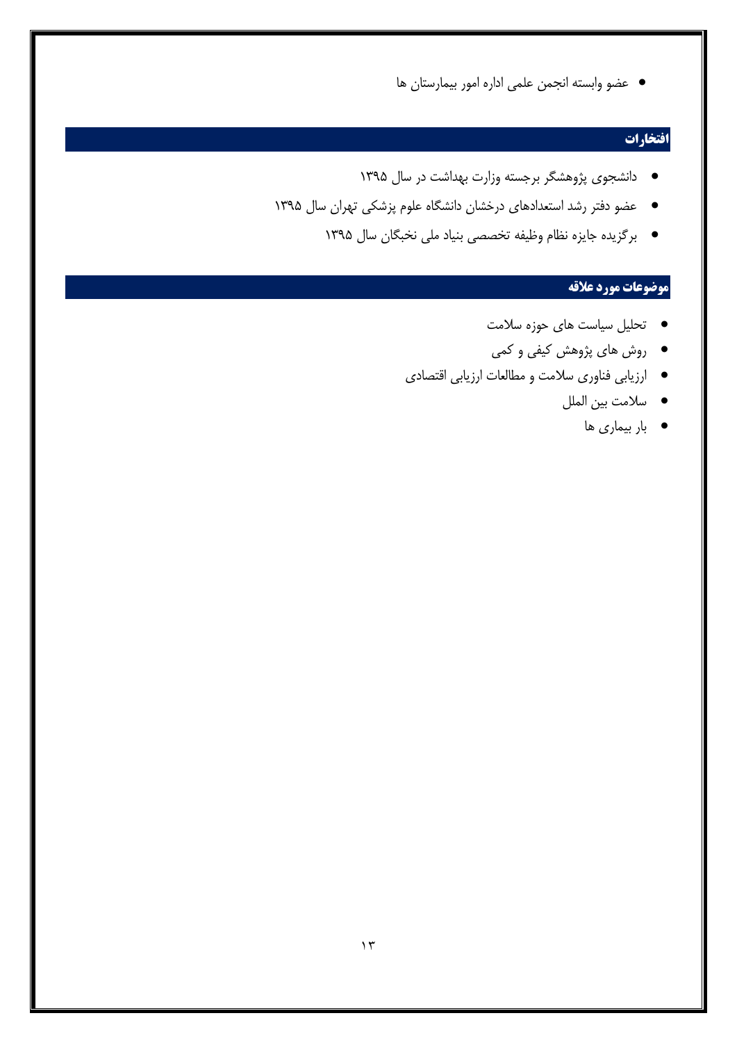- عضو وابسته انجمن علمی اداره امور بیمارستان ها

## افتخارات

- دانشجوی پژوهشگر برجسته وزارت بهداشت در سال ۱۳۹۵
- عضو دفتر رشد استعدادهای درخشان دانشگاه علوم پزشکی تهران سال ۱۳۹۵
- برگزیده جایزه نظام وظیفه تخصصی بنیاد ملی نخبگان سال ۱۳۹۵

## موضوعات مورد علاقه

- تحلیل سیاست های حوزه سلامت
- روش های پژوهش کیفی و کمی
- ارزیابی فناوری سلامت و مطالعات ارزیابی اقتصادی
- سلامت بین الملل
- بار بیماری ها